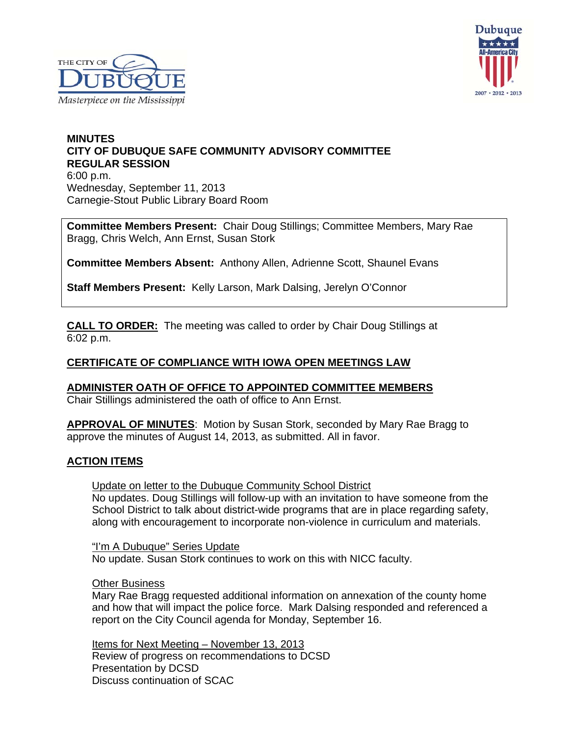THE CITY OF DUBUQUE
*Masterpiece on the Mississippi*

Dubuque All-America City 2007 • 2012 • 2013

**MINUTES**
**CITY OF DUBUQUE SAFE COMMUNITY ADVISORY COMMITTEE**
**REGULAR SESSION**
6:00 p.m.
Wednesday, September 11, 2013
Carnegie-Stout Public Library Board Room

**Committee Members Present:** Chair Doug Stillings; Committee Members, Mary Rae Bragg, Chris Welch, Ann Ernst, Susan Stork

**Committee Members Absent:** Anthony Allen, Adrienne Scott, Shaunel Evans

**Staff Members Present:** Kelly Larson, Mark Dalsing, Jerelyn O'Connor

**CALL TO ORDER:** The meeting was called to order by Chair Doug Stillings at 6:02 p.m.

**CERTIFICATE OF COMPLIANCE WITH IOWA OPEN MEETINGS LAW**

**ADMINISTER OATH OF OFFICE TO APPOINTED COMMITTEE MEMBERS**
Chair Stillings administered the oath of office to Ann Ernst.

**APPROVAL OF MINUTES**: Motion by Susan Stork, seconded by Mary Rae Bragg to approve the minutes of August 14, 2013, as submitted. All in favor.

**ACTION ITEMS**

Update on letter to the Dubuque Community School District
No updates. Doug Stillings will follow-up with an invitation to have someone from the School District to talk about district-wide programs that are in place regarding safety, along with encouragement to incorporate non-violence in curriculum and materials.

"I'm A Dubuque" Series Update
No update. Susan Stork continues to work on this with NICC faculty.

Other Business
Mary Rae Bragg requested additional information on annexation of the county home and how that will impact the police force. Mark Dalsing responded and referenced a report on the City Council agenda for Monday, September 16.

Items for Next Meeting – November 13, 2013
Review of progress on recommendations to DCSD
Presentation by DCSD
Discuss continuation of SCAC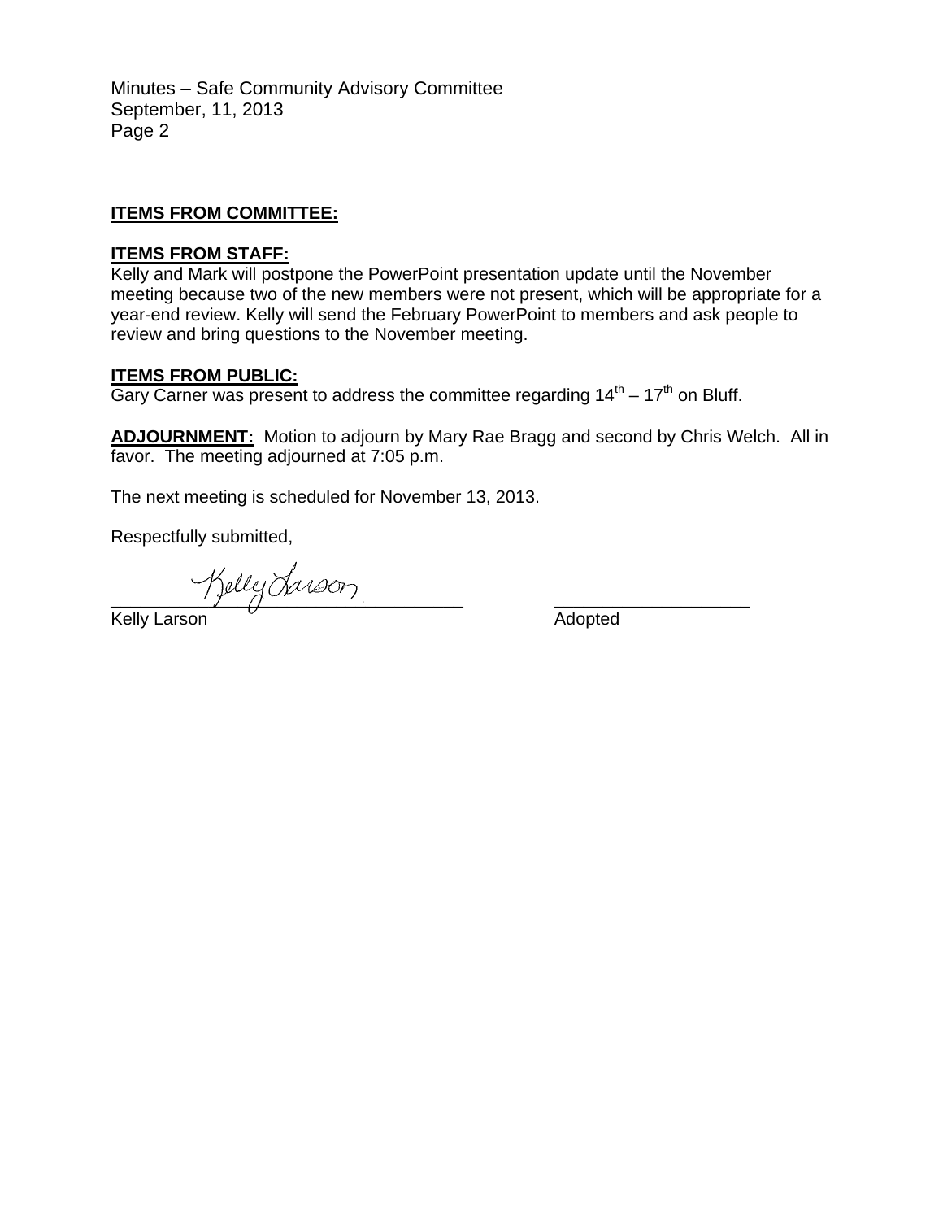**ITEMS FROM COMMITTEE:**

**ITEMS FROM STAFF:**
Kelly and Mark will postpone the PowerPoint presentation update until the November meeting because two of the new members were not present, which will be appropriate for a year-end review. Kelly will send the February PowerPoint to members and ask people to review and bring questions to the November meeting.

**ITEMS FROM PUBLIC:**
Gary Carner was present to address the committee regarding 14th – 17th on Bluff.

**ADJOURNMENT:** Motion to adjourn by Mary Rae Bragg and second by Chris Welch. All in favor. The meeting adjourned at 7:05 p.m.

The next meeting is scheduled for November 13, 2013.

Respectfully submitted,

Kelly Larson

Kelly Larson ____________________ Adopted